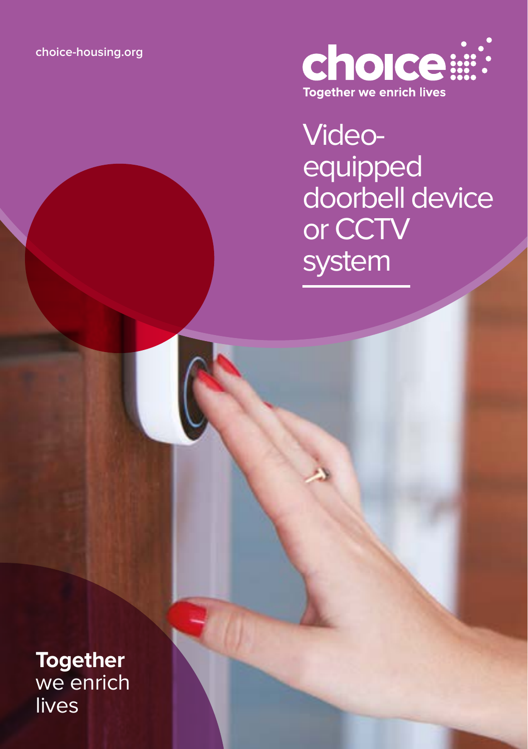choice-housing.org

choice
Together we enrich lives

# Video-equipped doorbell device or CCTV system

**Together** we enrich lives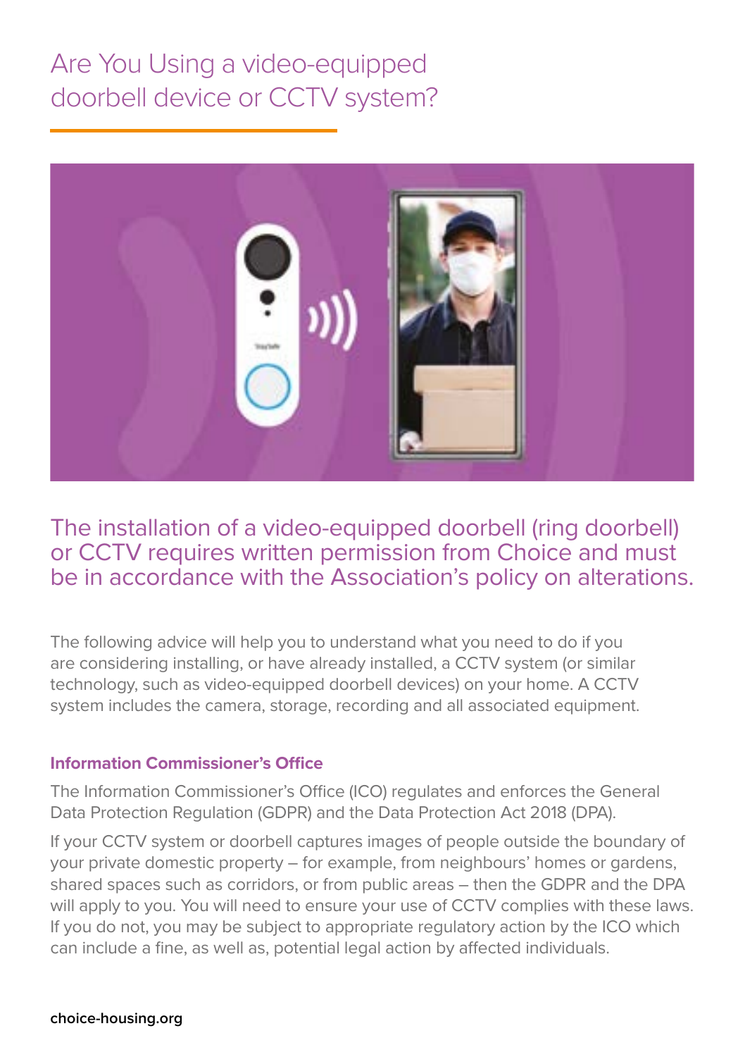# Are You Using a video-equipped doorbell device or CCTV system?

## The installation of a video-equipped doorbell (ring doorbell) or CCTV requires written permission from Choice and must be in accordance with the Association's policy on alterations.

The following advice will help you to understand what you need to do if you are considering installing, or have already installed, a CCTV system (or similar technology, such as video-equipped doorbell devices) on your home. A CCTV system includes the camera, storage, recording and all associated equipment.

### Information Commissioner's Office

The Information Commissioner's Office (ICO) regulates and enforces the General Data Protection Regulation (GDPR) and the Data Protection Act 2018 (DPA).

If your CCTV system or doorbell captures images of people outside the boundary of your private domestic property – for example, from neighbours' homes or gardens, shared spaces such as corridors, or from public areas – then the GDPR and the DPA will apply to you. You will need to ensure your use of CCTV complies with these laws. If you do not, you may be subject to appropriate regulatory action by the ICO which can include a fine, as well as, potential legal action by affected individuals.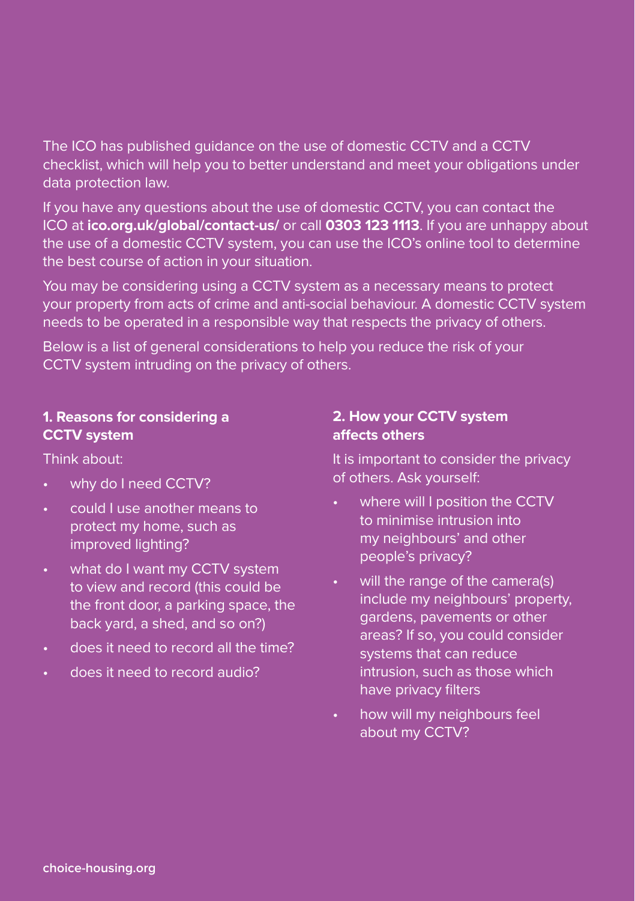The ICO has published guidance on the use of domestic CCTV and a CCTV checklist, which will help you to better understand and meet your obligations under data protection law.

If you have any questions about the use of domestic CCTV, you can contact the ICO at **ico.org.uk/global/contact-us/** or call **0303 123 1113**. If you are unhappy about the use of a domestic CCTV system, you can use the ICO's online tool to determine the best course of action in your situation.

You may be considering using a CCTV system as a necessary means to protect your property from acts of crime and anti-social behaviour. A domestic CCTV system needs to be operated in a responsible way that respects the privacy of others.

Below is a list of general considerations to help you reduce the risk of your CCTV system intruding on the privacy of others.

### 1. Reasons for considering a CCTV system

Think about:

- why do I need CCTV?
- could I use another means to protect my home, such as improved lighting?
- what do I want my CCTV system to view and record (this could be the front door, a parking space, the back yard, a shed, and so on?)
- does it need to record all the time?
- does it need to record audio?

### 2. How your CCTV system affects others

It is important to consider the privacy of others. Ask yourself:

- where will I position the CCTV to minimise intrusion into my neighbours' and other people's privacy?
- will the range of the camera(s) include my neighbours' property, gardens, pavements or other areas? If so, you could consider systems that can reduce intrusion, such as those which have privacy filters
- how will my neighbours feel about my CCTV?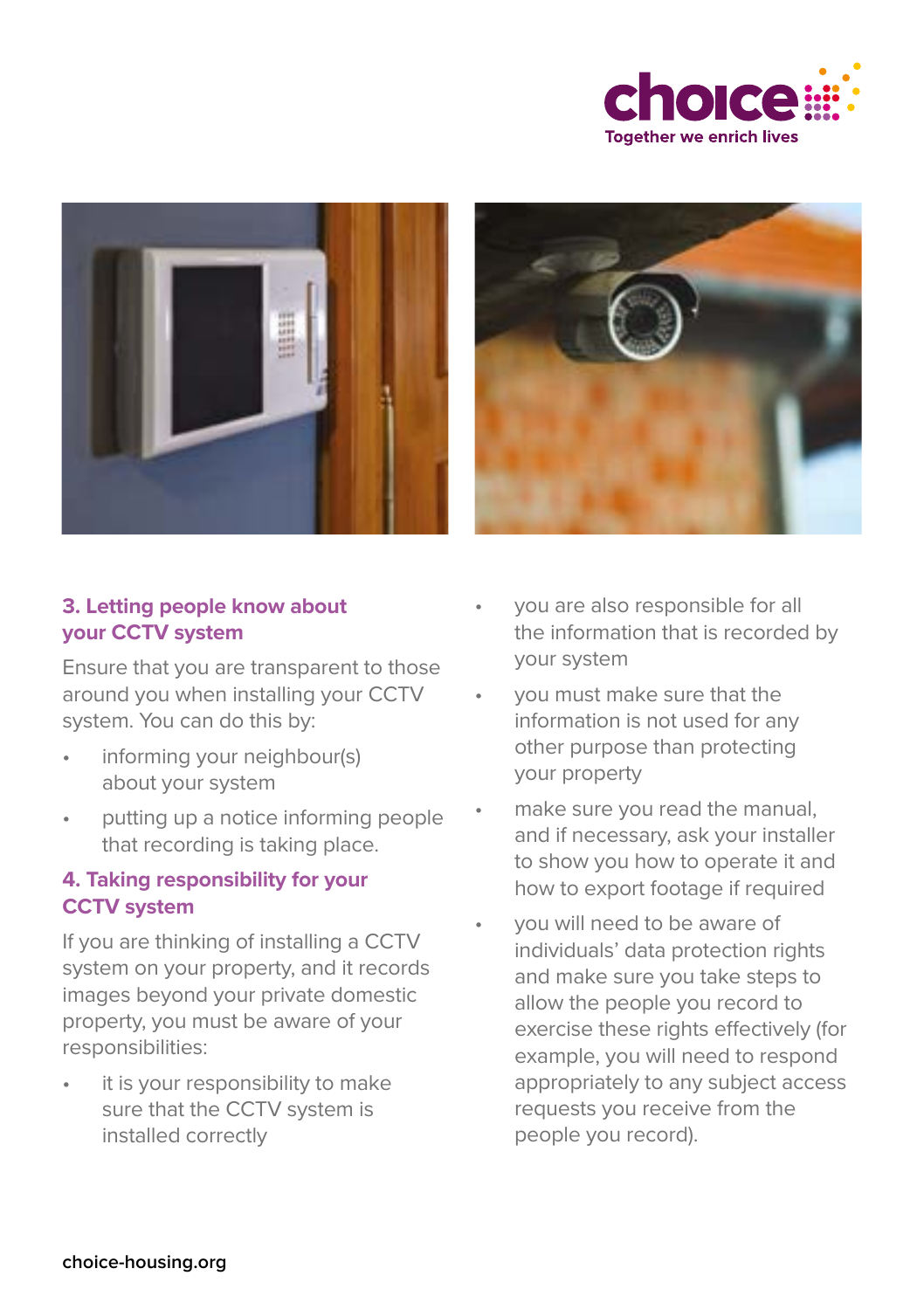## 3. Letting people know about your CCTV system

Ensure that you are transparent to those around you when installing your CCTV system. You can do this by:

- informing your neighbour(s) about your system
- putting up a notice informing people that recording is taking place.

## 4. Taking responsibility for your CCTV system

If you are thinking of installing a CCTV system on your property, and it records images beyond your private domestic property, you must be aware of your responsibilities:

- it is your responsibility to make sure that the CCTV system is installed correctly
- you are also responsible for all the information that is recorded by your system
- you must make sure that the information is not used for any other purpose than protecting your property
- make sure you read the manual, and if necessary, ask your installer to show you how to operate it and how to export footage if required
- you will need to be aware of individuals' data protection rights and make sure you take steps to allow the people you record to exercise these rights effectively (for example, you will need to respond appropriately to any subject access requests you receive from the people you record).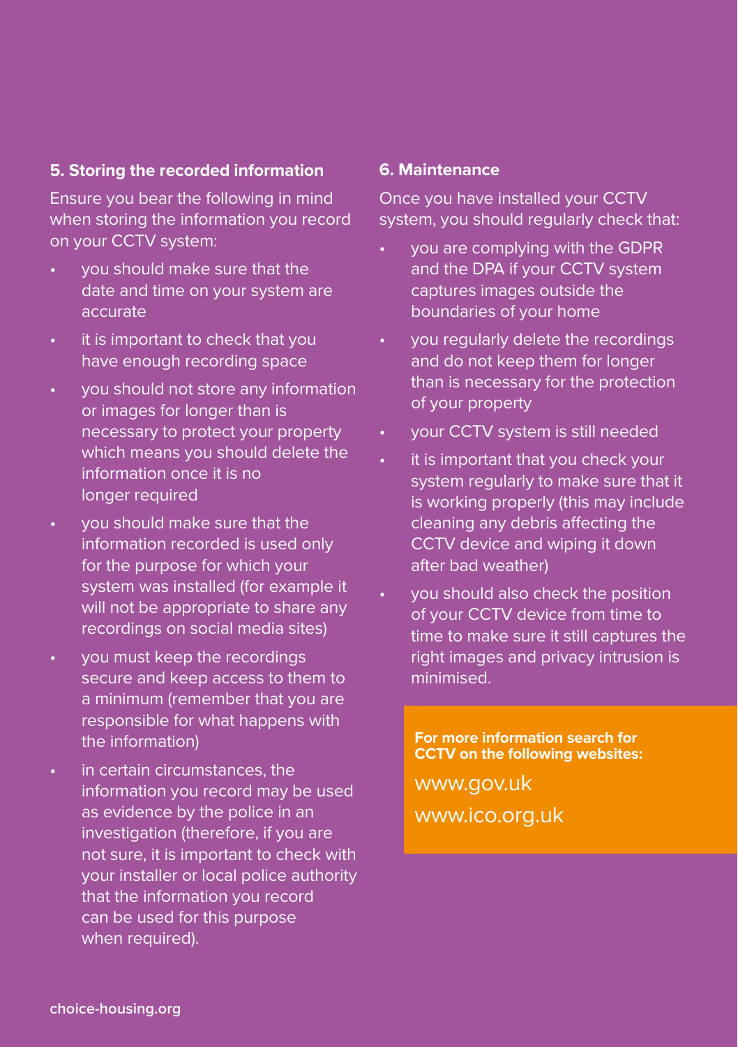### 5. Storing the recorded information

Ensure you bear the following in mind when storing the information you record on your CCTV system:

- you should make sure that the date and time on your system are accurate
- it is important to check that you have enough recording space
- you should not store any information or images for longer than is necessary to protect your property which means you should delete the information once it is no longer required
- you should make sure that the information recorded is used only for the purpose for which your system was installed (for example it will not be appropriate to share any recordings on social media sites)
- you must keep the recordings secure and keep access to them to a minimum (remember that you are responsible for what happens with the information)
- in certain circumstances, the information you record may be used as evidence by the police in an investigation (therefore, if you are not sure, it is important to check with your installer or local police authority that the information you record can be used for this purpose when required).

### 6. Maintenance

Once you have installed your CCTV system, you should regularly check that:

- you are complying with the GDPR and the DPA if your CCTV system captures images outside the boundaries of your home
- you regularly delete the recordings and do not keep them for longer than is necessary for the protection of your property
- your CCTV system is still needed
- it is important that you check your system regularly to make sure that it is working properly (this may include cleaning any debris affecting the CCTV device and wiping it down after bad weather)
- you should also check the position of your CCTV device from time to time to make sure it still captures the right images and privacy intrusion is minimised.

**For more information search for CCTV on the following websites:**

www.gov.uk

www.ico.org.uk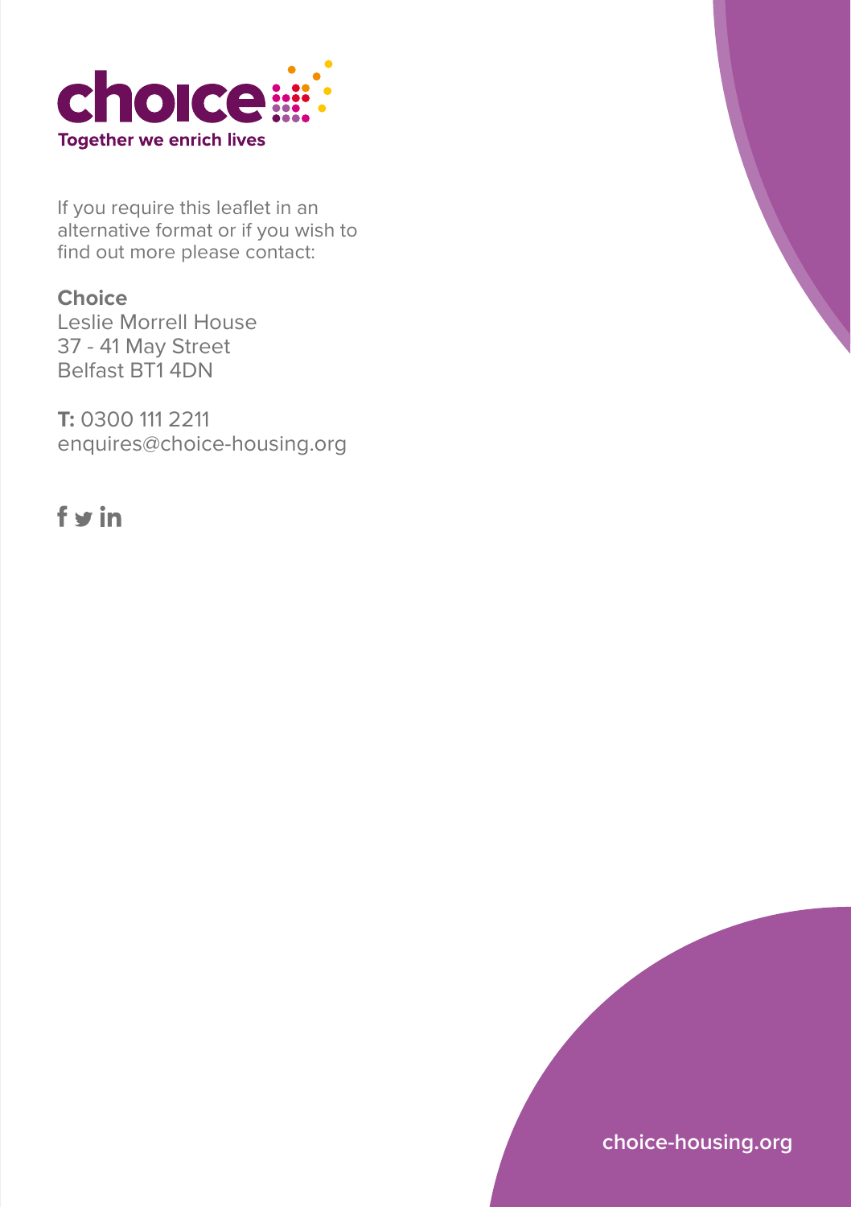**choice**

**Together we enrich lives**

If you require this leaflet in an alternative format or if you wish to find out more please contact:

**Choice**
Leslie Morrell House
37 - 41 May Street
Belfast BT1 4DN

**T:** 0300 111 2211
enquires@choice-housing.org

**choice-housing.org**